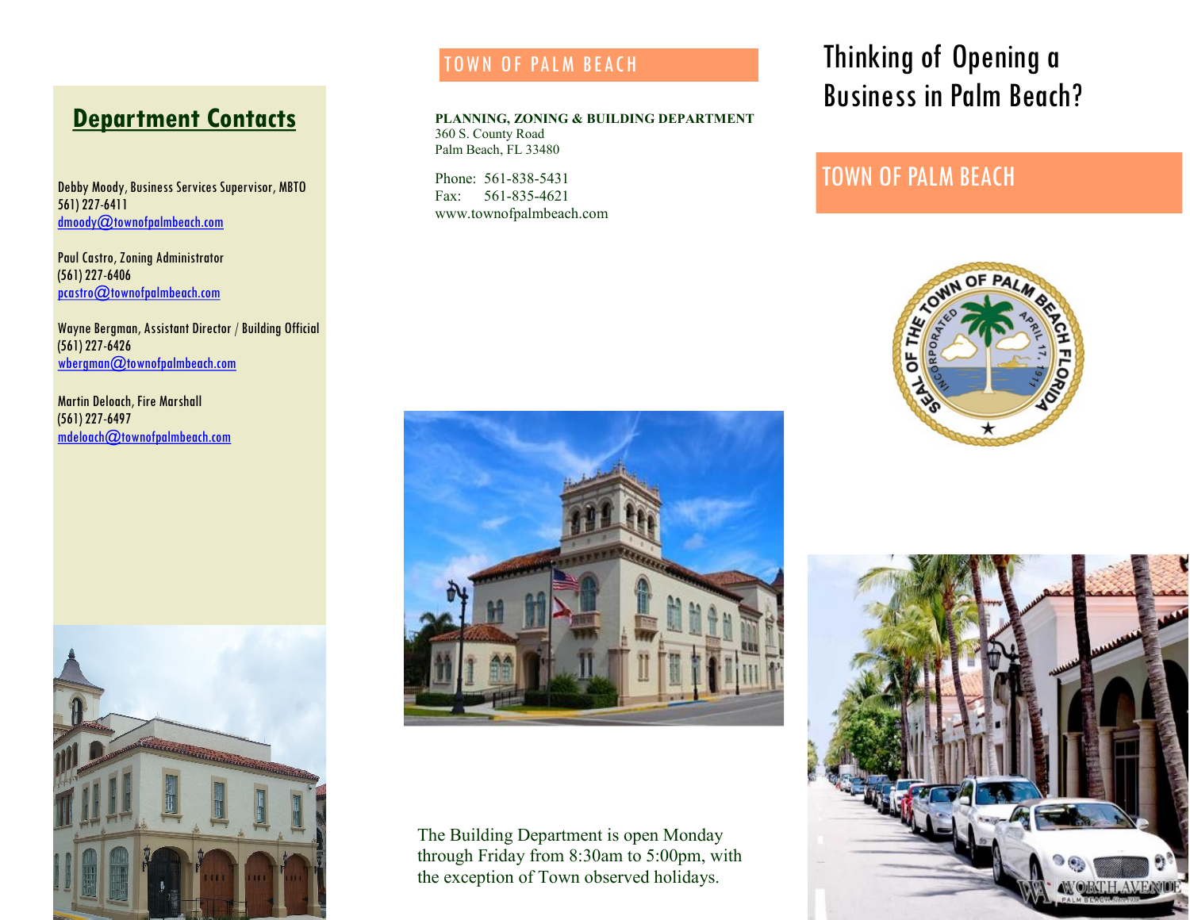## Department Contacts

Debby Moody, Business Services Supervisor, MBTO
561) 227-6411
dmoody@townofpalmbeach.com

Paul Castro, Zoning Administrator
(561) 227-6406
pcastro@townofpalmbeach.com

Wayne Bergman, Assistant Director / Building Official
(561) 227-6426
wbergman@townofpalmbeach.com

Martin Deloach, Fire Marshall
(561) 227-6497
mdeloach@townofpalmbeach.com

## TOWN OF PALM BEACH

**PLANNING, ZONING & BUILDING DEPARTMENT**
360 S. County Road
Palm Beach, FL 33480

Phone: 561-838-5431
Fax: 561-835-4621
www.townofpalmbeach.com

The Building Department is open Monday through Friday from 8:30am to 5:00pm, with the exception of Town observed holidays.

# Thinking of Opening a Business in Palm Beach?

## TOWN OF PALM BEACH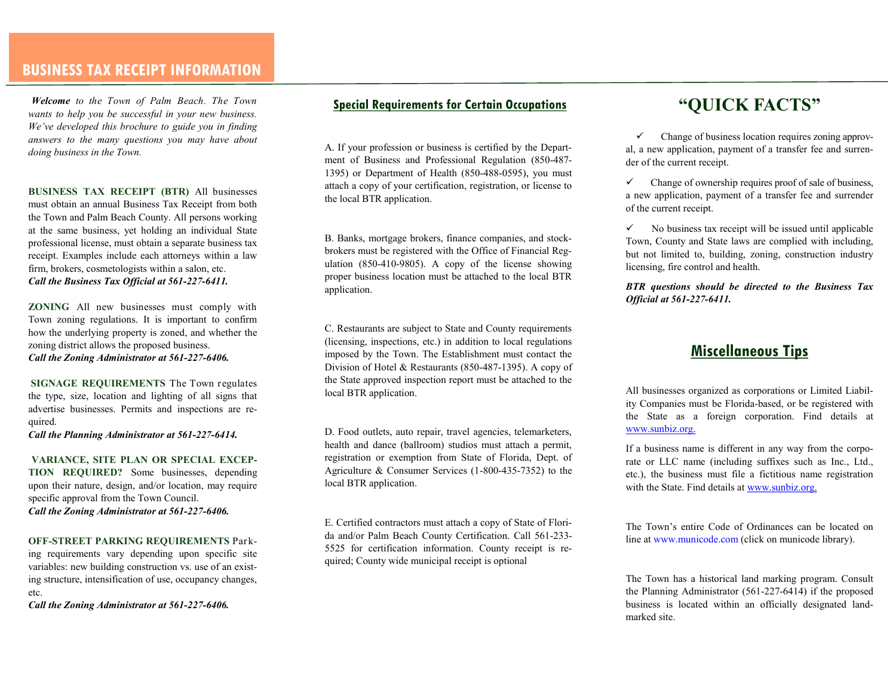# BUSINESS TAX RECEIPT INFORMATION

***Welcome** to the Town of Palm Beach. The Town wants to help you be successful in your new business. We've developed this brochure to guide you in finding answers to the many questions you may have about doing business in the Town.*

**BUSINESS TAX RECEIPT (BTR)** All businesses must obtain an annual Business Tax Receipt from both the Town and Palm Beach County. All persons working at the same business, yet holding an individual State professional license, must obtain a separate business tax receipt. Examples include each attorneys within a law firm, brokers, cosmetologists within a salon, etc.
***Call the Business Tax Official at 561-227-6411.***

**ZONING** All new businesses must comply with Town zoning regulations. It is important to confirm how the underlying property is zoned, and whether the zoning district allows the proposed business.
***Call the Zoning Administrator at 561-227-6406.***

**SIGNAGE REQUIREMENTS** The Town regulates the type, size, location and lighting of all signs that advertise businesses. Permits and inspections are required.
***Call the Planning Administrator at 561-227-6414.***

**VARIANCE, SITE PLAN OR SPECIAL EXCEPTION REQUIRED?** Some businesses, depending upon their nature, design, and/or location, may require specific approval from the Town Council.
***Call the Zoning Administrator at 561-227-6406.***

**OFF-STREET PARKING REQUIREMENTS** Parking requirements vary depending upon specific site variables: new building construction vs. use of an existing structure, intensification of use, occupancy changes, etc.
***Call the Zoning Administrator at 561-227-6406.***

## Special Requirements for Certain Occupations

A. If your profession or business is certified by the Department of Business and Professional Regulation (850-487-1395) or Department of Health (850-488-0595), you must attach a copy of your certification, registration, or license to the local BTR application.

B. Banks, mortgage brokers, finance companies, and stockbrokers must be registered with the Office of Financial Regulation (850-410-9805). A copy of the license showing proper business location must be attached to the local BTR application.

C. Restaurants are subject to State and County requirements (licensing, inspections, etc.) in addition to local regulations imposed by the Town. The Establishment must contact the Division of Hotel & Restaurants (850-487-1395). A copy of the State approved inspection report must be attached to the local BTR application.

D. Food outlets, auto repair, travel agencies, telemarketers, health and dance (ballroom) studios must attach a permit, registration or exemption from State of Florida, Dept. of Agriculture & Consumer Services (1-800-435-7352) to the local BTR application.

E. Certified contractors must attach a copy of State of Florida and/or Palm Beach County Certification. Call 561-233-5525 for certification information. County receipt is required; County wide municipal receipt is optional

# "QUICK FACTS"

- ✓ Change of business location requires zoning approval, a new application, payment of a transfer fee and surrender of the current receipt.
- ✓ Change of ownership requires proof of sale of business, a new application, payment of a transfer fee and surrender of the current receipt.
- ✓ No business tax receipt will be issued until applicable Town, County and State laws are complied with including, but not limited to, building, zoning, construction industry licensing, fire control and health.

***BTR questions should be directed to the Business Tax Official at 561-227-6411.***

## Miscellaneous Tips

All businesses organized as corporations or Limited Liability Companies must be Florida-based, or be registered with the State as a foreign corporation. Find details at www.sunbiz.org.

If a business name is different in any way from the corporate or LLC name (including suffixes such as Inc., Ltd., etc.), the business must file a fictitious name registration with the State. Find details at www.sunbiz.org.

The Town's entire Code of Ordinances can be located on line at www.municode.com (click on municode library).

The Town has a historical land marking program. Consult the Planning Administrator (561-227-6414) if the proposed business is located within an officially designated landmarked site.